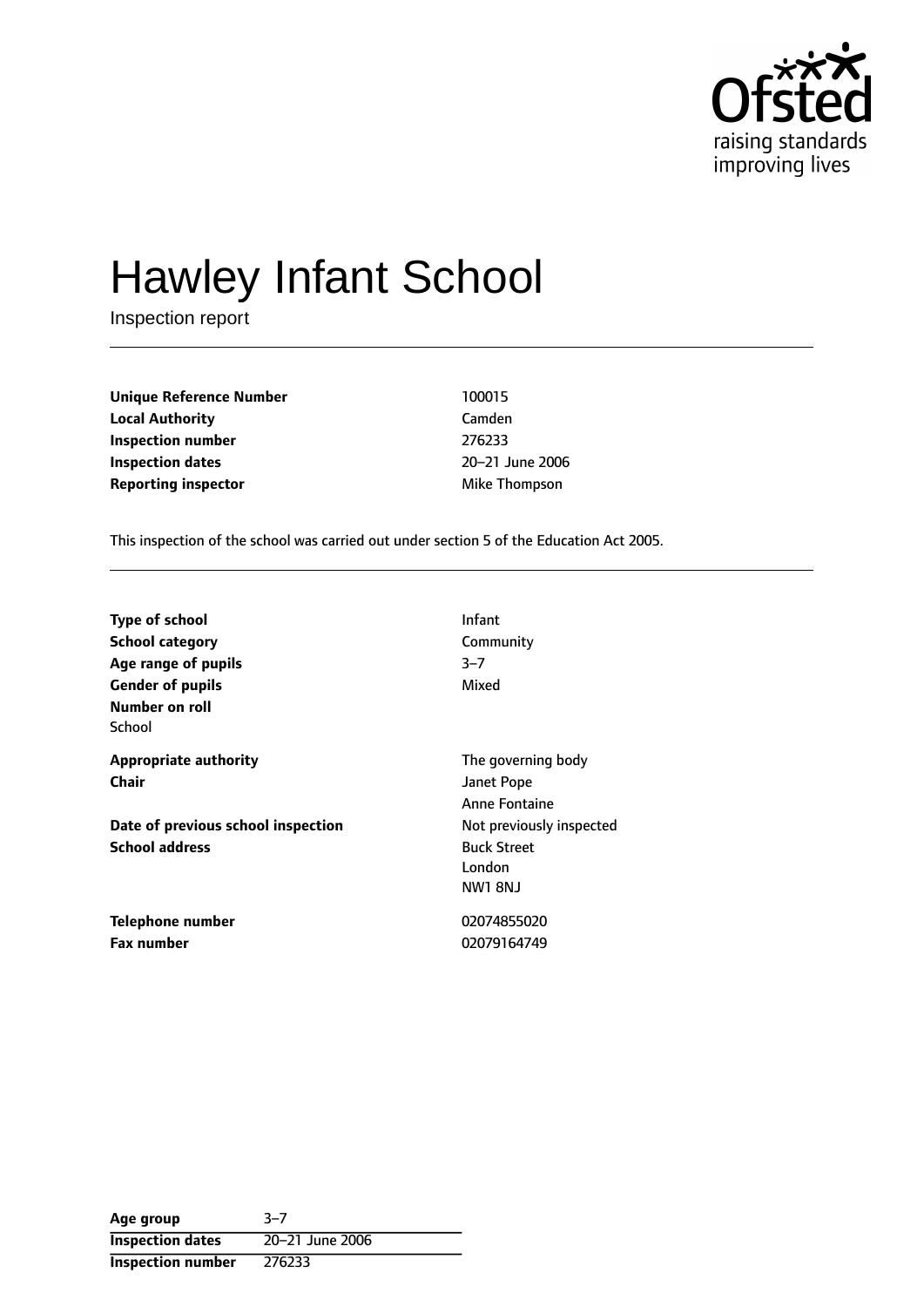Ofsted
raising standards
improving lives

# Hawley Infant School

Inspection report

| | |
|---|---|
| **Unique Reference Number** | 100015 |
| **Local Authority** | Camden |
| **Inspection number** | 276233 |
| **Inspection dates** | 20–21 June 2006 |
| **Reporting inspector** | Mike Thompson |

This inspection of the school was carried out under section 5 of the Education Act 2005.

| | |
|---|---|
| **Type of school** | Infant |
| **School category** | Community |
| **Age range of pupils** | 3–7 |
| **Gender of pupils** | Mixed |
| **Number on roll** | |
| School | |
| **Appropriate authority** | The governing body |
| **Chair** | Janet Pope |
| | Anne Fontaine |
| **Date of previous school inspection** | Not previously inspected |
| **School address** | Buck Street<br>London<br>NW1 8NJ |
| **Telephone number** | 02074855020 |
| **Fax number** | 02079164749 |

| | |
|---|---|
| **Age group** | 3–7 |
| **Inspection dates** | 20–21 June 2006 |
| **Inspection number** | 276233 |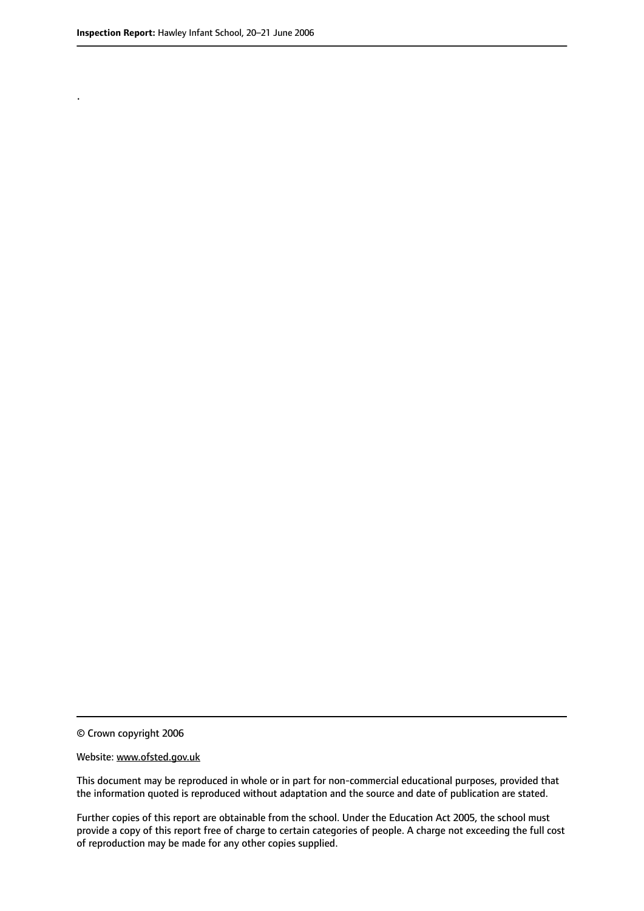.

© Crown copyright 2006

Website: www.ofsted.gov.uk

This document may be reproduced in whole or in part for non-commercial educational purposes, provided that the information quoted is reproduced without adaptation and the source and date of publication are stated.

Further copies of this report are obtainable from the school. Under the Education Act 2005, the school must provide a copy of this report free of charge to certain categories of people. A charge not exceeding the full cost of reproduction may be made for any other copies supplied.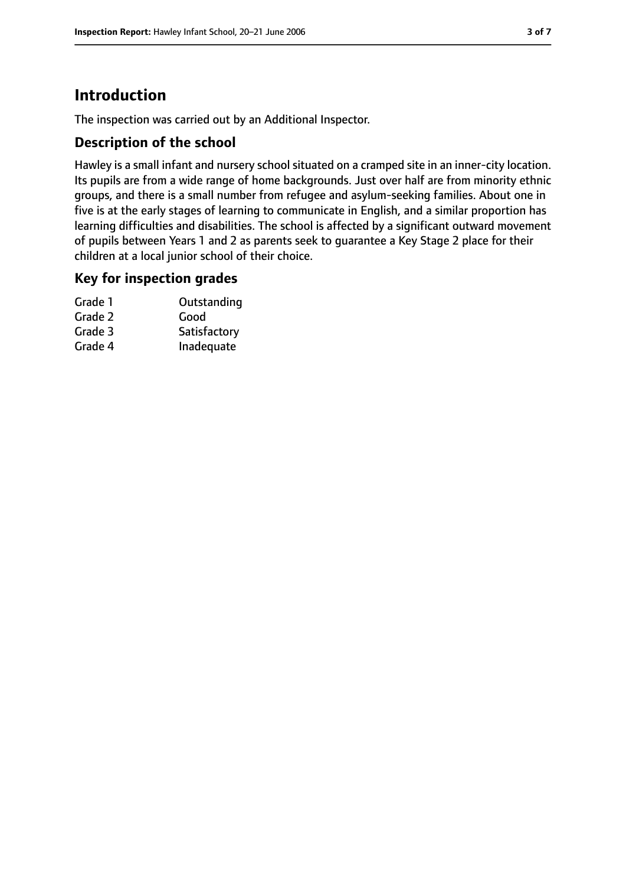# Introduction

The inspection was carried out by an Additional Inspector.

## Description of the school

Hawley is a small infant and nursery school situated on a cramped site in an inner-city location. Its pupils are from a wide range of home backgrounds. Just over half are from minority ethnic groups, and there is a small number from refugee and asylum-seeking families. About one in five is at the early stages of learning to communicate in English, and a similar proportion has learning difficulties and disabilities. The school is affected by a significant outward movement of pupils between Years 1 and 2 as parents seek to guarantee a Key Stage 2 place for their children at a local junior school of their choice.

## Key for inspection grades

| | |
|---|---|
| Grade 1 | Outstanding |
| Grade 2 | Good |
| Grade 3 | Satisfactory |
| Grade 4 | Inadequate |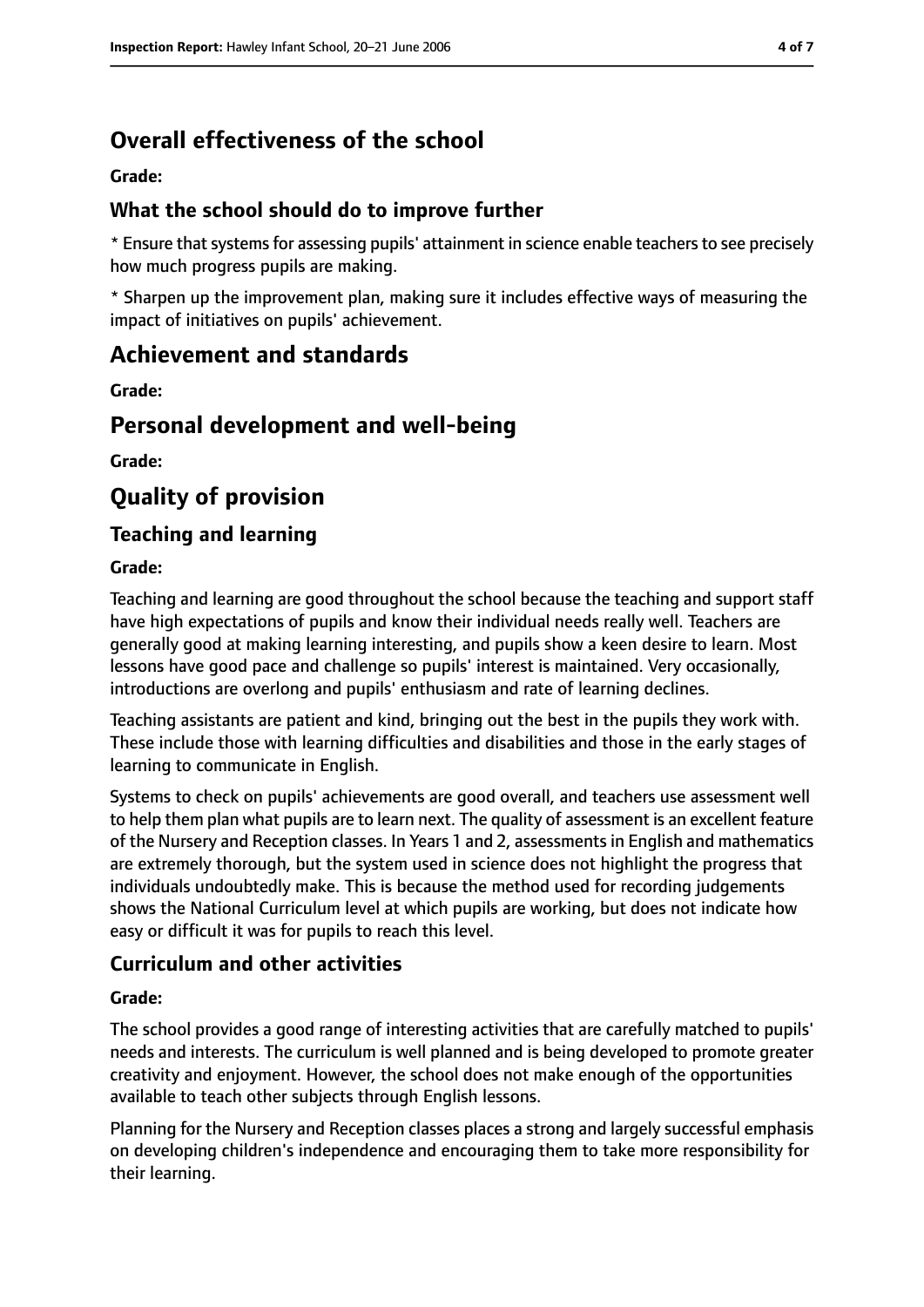# Overall effectiveness of the school

**Grade:**

## What the school should do to improve further

* Ensure that systems for assessing pupils' attainment in science enable teachers to see precisely how much progress pupils are making.

* Sharpen up the improvement plan, making sure it includes effective ways of measuring the impact of initiatives on pupils' achievement.

# Achievement and standards

**Grade:**

# Personal development and well-being

**Grade:**

# Quality of provision

## Teaching and learning

**Grade:**

Teaching and learning are good throughout the school because the teaching and support staff have high expectations of pupils and know their individual needs really well. Teachers are generally good at making learning interesting, and pupils show a keen desire to learn. Most lessons have good pace and challenge so pupils' interest is maintained. Very occasionally, introductions are overlong and pupils' enthusiasm and rate of learning declines.

Teaching assistants are patient and kind, bringing out the best in the pupils they work with. These include those with learning difficulties and disabilities and those in the early stages of learning to communicate in English.

Systems to check on pupils' achievements are good overall, and teachers use assessment well to help them plan what pupils are to learn next. The quality of assessment is an excellent feature of the Nursery and Reception classes. In Years 1 and 2, assessments in English and mathematics are extremely thorough, but the system used in science does not highlight the progress that individuals undoubtedly make. This is because the method used for recording judgements shows the National Curriculum level at which pupils are working, but does not indicate how easy or difficult it was for pupils to reach this level.

## Curriculum and other activities

**Grade:**

The school provides a good range of interesting activities that are carefully matched to pupils' needs and interests. The curriculum is well planned and is being developed to promote greater creativity and enjoyment. However, the school does not make enough of the opportunities available to teach other subjects through English lessons.

Planning for the Nursery and Reception classes places a strong and largely successful emphasis on developing children's independence and encouraging them to take more responsibility for their learning.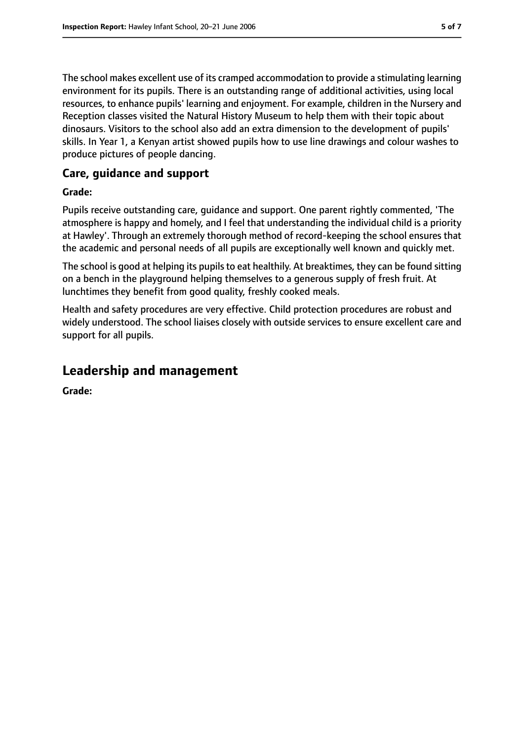The school makes excellent use of its cramped accommodation to provide a stimulating learning environment for its pupils. There is an outstanding range of additional activities, using local resources, to enhance pupils' learning and enjoyment. For example, children in the Nursery and Reception classes visited the Natural History Museum to help them with their topic about dinosaurs. Visitors to the school also add an extra dimension to the development of pupils' skills. In Year 1, a Kenyan artist showed pupils how to use line drawings and colour washes to produce pictures of people dancing.

### Care, guidance and support

**Grade:**

Pupils receive outstanding care, guidance and support. One parent rightly commented, 'The atmosphere is happy and homely, and I feel that understanding the individual child is a priority at Hawley'. Through an extremely thorough method of record-keeping the school ensures that the academic and personal needs of all pupils are exceptionally well known and quickly met.

The school is good at helping its pupils to eat healthily. At breaktimes, they can be found sitting on a bench in the playground helping themselves to a generous supply of fresh fruit. At lunchtimes they benefit from good quality, freshly cooked meals.

Health and safety procedures are very effective. Child protection procedures are robust and widely understood. The school liaises closely with outside services to ensure excellent care and support for all pupils.

## Leadership and management

**Grade:**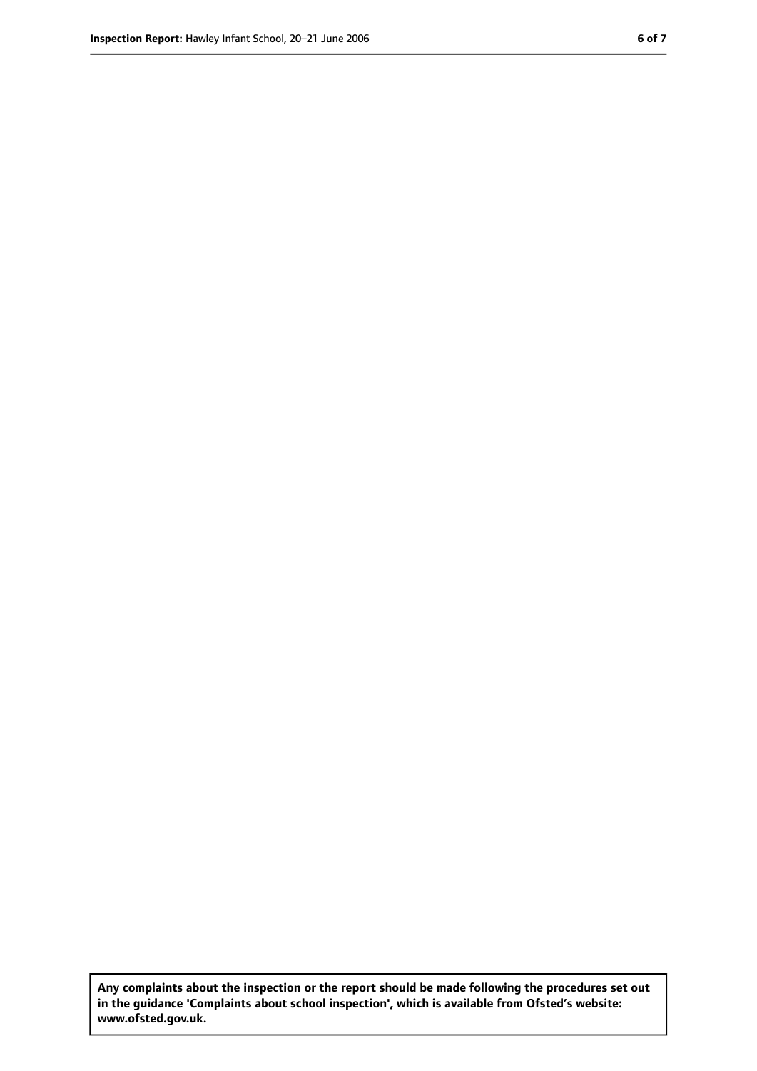**Any complaints about the inspection or the report should be made following the procedures set out in the guidance 'Complaints about school inspection', which is available from Ofsted's website: www.ofsted.gov.uk.**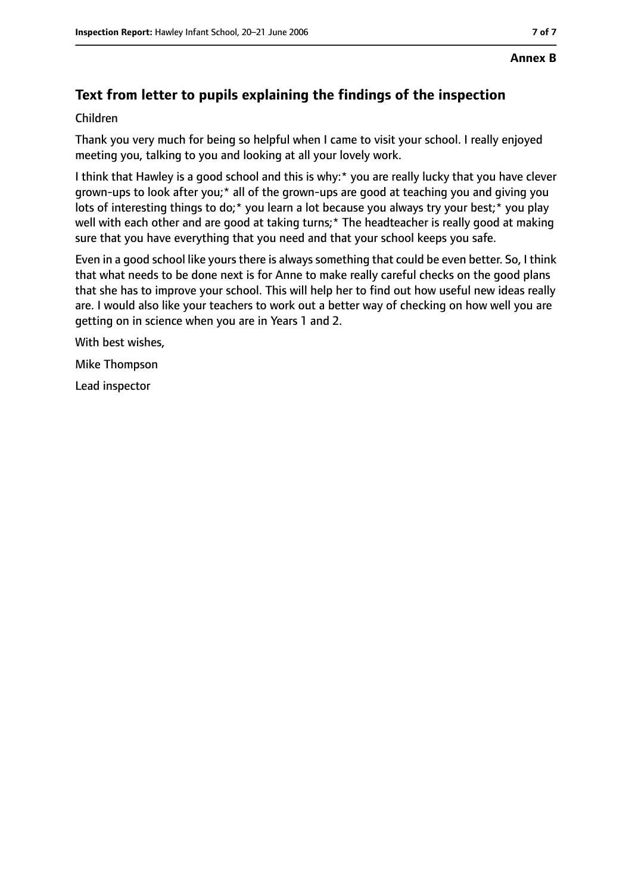**Annex B**

## Text from letter to pupils explaining the findings of the inspection

Children

Thank you very much for being so helpful when I came to visit your school. I really enjoyed meeting you, talking to you and looking at all your lovely work.

I think that Hawley is a good school and this is why:* you are really lucky that you have clever grown-ups to look after you;* all of the grown-ups are good at teaching you and giving you lots of interesting things to do;* you learn a lot because you always try your best;* you play well with each other and are good at taking turns;* The headteacher is really good at making sure that you have everything that you need and that your school keeps you safe.

Even in a good school like yours there is always something that could be even better. So, I think that what needs to be done next is for Anne to make really careful checks on the good plans that she has to improve your school. This will help her to find out how useful new ideas really are. I would also like your teachers to work out a better way of checking on how well you are getting on in science when you are in Years 1 and 2.

With best wishes,

Mike Thompson

Lead inspector